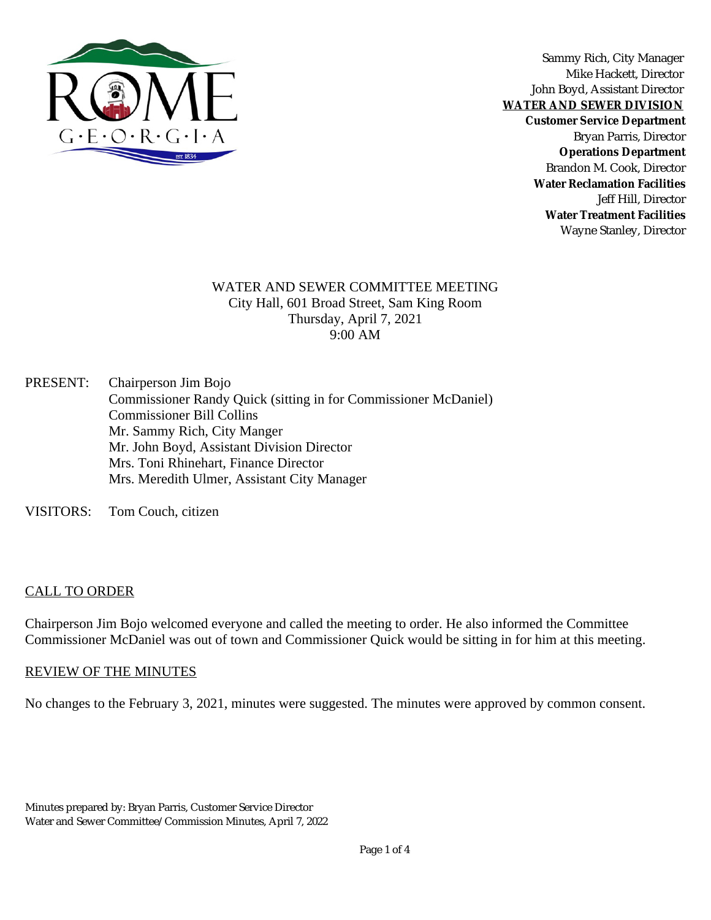Sammy Rich, City Manager
Mike Hackett, Director
John Boyd, Assistant Director

**WATER AND SEWER DIVISION**

**Customer Service Department**
Bryan Parris, Director

**Operations Department**
Brandon M. Cook, Director

**Water Reclamation Facilities**
Jeff Hill, Director

**Water Treatment Facilities**
Wayne Stanley, Director

WATER AND SEWER COMMITTEE MEETING
City Hall, 601 Broad Street, Sam King Room
Thursday, April 7, 2021
9:00 AM

PRESENT: Chairperson Jim Bojo
Commissioner Randy Quick (sitting in for Commissioner McDaniel)
Commissioner Bill Collins
Mr. Sammy Rich, City Manger
Mr. John Boyd, Assistant Division Director
Mrs. Toni Rhinehart, Finance Director
Mrs. Meredith Ulmer, Assistant City Manager

VISITORS: Tom Couch, citizen

## CALL TO ORDER

Chairperson Jim Bojo welcomed everyone and called the meeting to order. He also informed the Committee Commissioner McDaniel was out of town and Commissioner Quick would be sitting in for him at this meeting.

## REVIEW OF THE MINUTES

No changes to the February 3, 2021, minutes were suggested. The minutes were approved by common consent.

Minutes prepared by: Bryan Parris, Customer Service Director
Water and Sewer Committee/Commission Minutes, April 7, 2022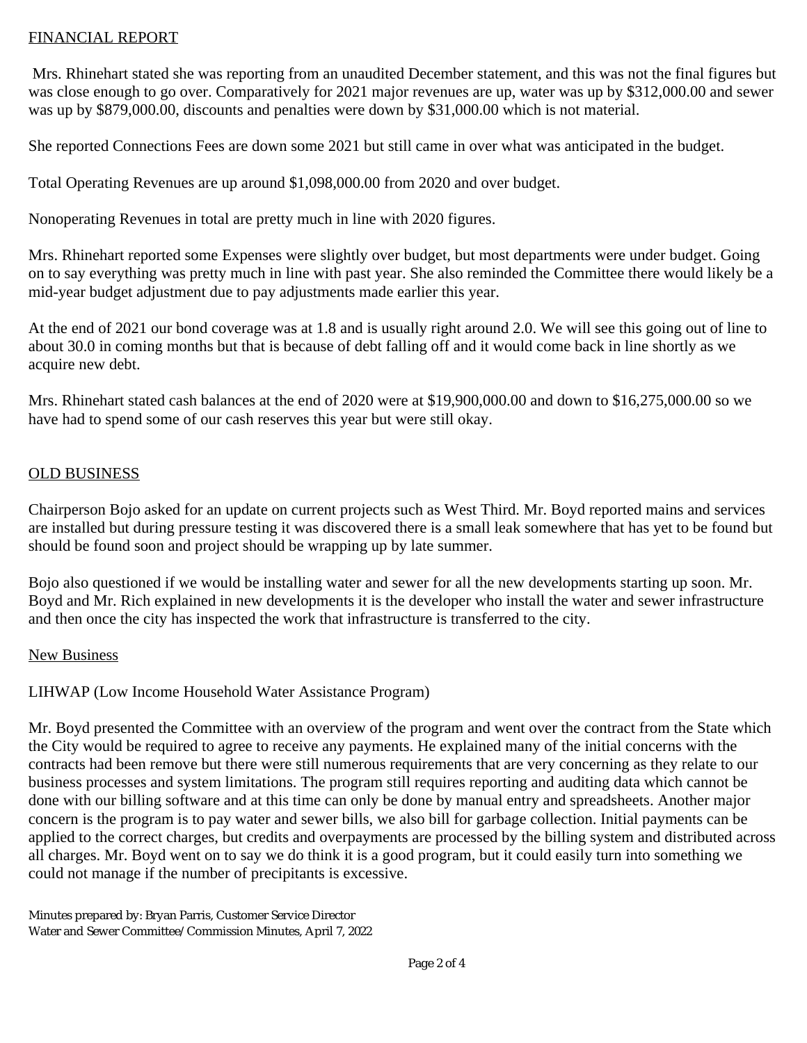## FINANCIAL REPORT

Mrs. Rhinehart stated she was reporting from an unaudited December statement, and this was not the final figures but was close enough to go over. Comparatively for 2021 major revenues are up, water was up by $312,000.00 and sewer was up by $879,000.00, discounts and penalties were down by $31,000.00 which is not material.

She reported Connections Fees are down some 2021 but still came in over what was anticipated in the budget.

Total Operating Revenues are up around $1,098,000.00 from 2020 and over budget.

Nonoperating Revenues in total are pretty much in line with 2020 figures.

Mrs. Rhinehart reported some Expenses were slightly over budget, but most departments were under budget. Going on to say everything was pretty much in line with past year. She also reminded the Committee there would likely be a mid-year budget adjustment due to pay adjustments made earlier this year.

At the end of 2021 our bond coverage was at 1.8 and is usually right around 2.0. We will see this going out of line to about 30.0 in coming months but that is because of debt falling off and it would come back in line shortly as we acquire new debt.

Mrs. Rhinehart stated cash balances at the end of 2020 were at $19,900,000.00 and down to $16,275,000.00 so we have had to spend some of our cash reserves this year but were still okay.

## OLD BUSINESS

Chairperson Bojo asked for an update on current projects such as West Third. Mr. Boyd reported mains and services are installed but during pressure testing it was discovered there is a small leak somewhere that has yet to be found but should be found soon and project should be wrapping up by late summer.

Bojo also questioned if we would be installing water and sewer for all the new developments starting up soon. Mr. Boyd and Mr. Rich explained in new developments it is the developer who install the water and sewer infrastructure and then once the city has inspected the work that infrastructure is transferred to the city.

## New Business

LIHWAP (Low Income Household Water Assistance Program)

Mr. Boyd presented the Committee with an overview of the program and went over the contract from the State which the City would be required to agree to receive any payments. He explained many of the initial concerns with the contracts had been remove but there were still numerous requirements that are very concerning as they relate to our business processes and system limitations. The program still requires reporting and auditing data which cannot be done with our billing software and at this time can only be done by manual entry and spreadsheets. Another major concern is the program is to pay water and sewer bills, we also bill for garbage collection. Initial payments can be applied to the correct charges, but credits and overpayments are processed by the billing system and distributed across all charges. Mr. Boyd went on to say we do think it is a good program, but it could easily turn into something we could not manage if the number of precipitants is excessive.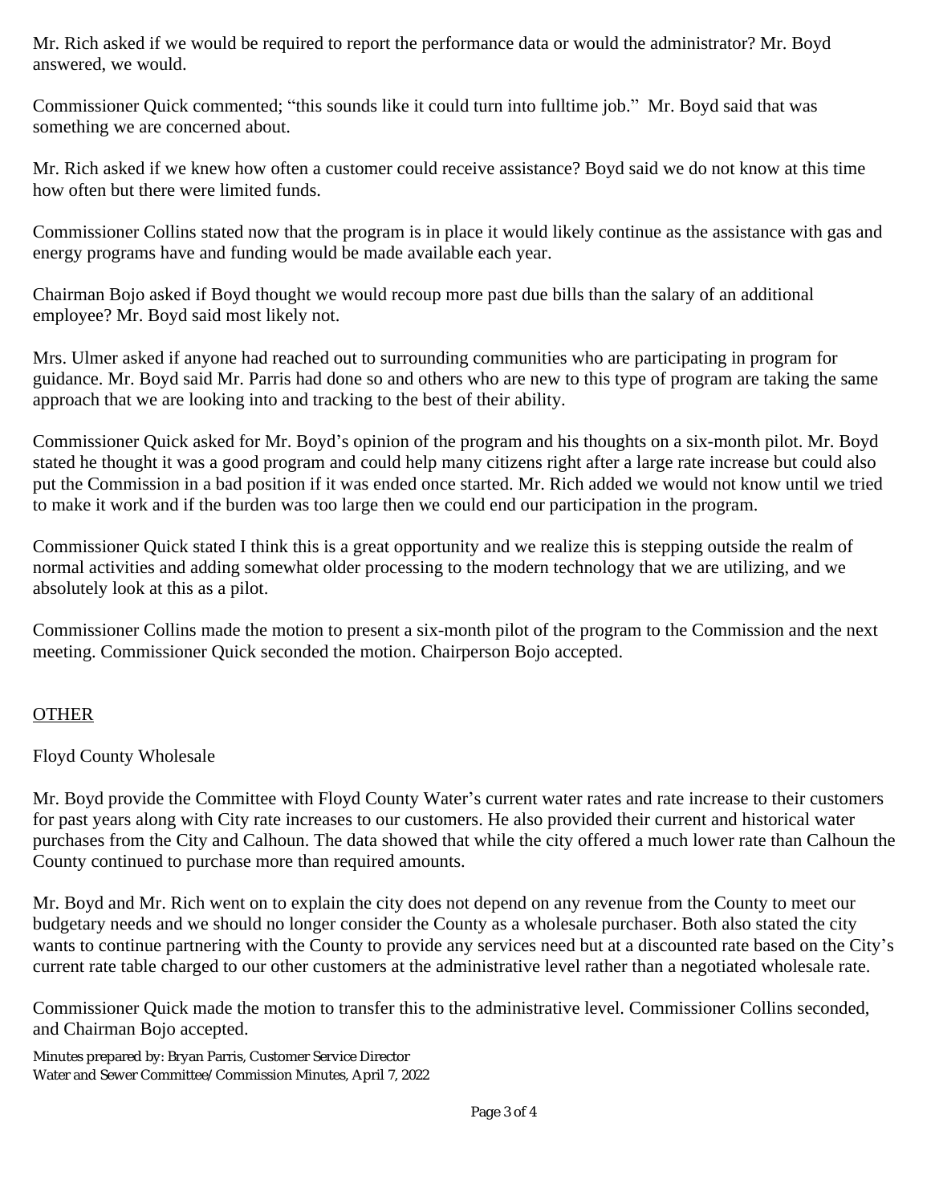Mr. Rich asked if we would be required to report the performance data or would the administrator? Mr. Boyd answered, we would.

Commissioner Quick commented; "this sounds like it could turn into fulltime job." Mr. Boyd said that was something we are concerned about.

Mr. Rich asked if we knew how often a customer could receive assistance? Boyd said we do not know at this time how often but there were limited funds.

Commissioner Collins stated now that the program is in place it would likely continue as the assistance with gas and energy programs have and funding would be made available each year.

Chairman Bojo asked if Boyd thought we would recoup more past due bills than the salary of an additional employee? Mr. Boyd said most likely not.

Mrs. Ulmer asked if anyone had reached out to surrounding communities who are participating in program for guidance. Mr. Boyd said Mr. Parris had done so and others who are new to this type of program are taking the same approach that we are looking into and tracking to the best of their ability.

Commissioner Quick asked for Mr. Boyd's opinion of the program and his thoughts on a six-month pilot. Mr. Boyd stated he thought it was a good program and could help many citizens right after a large rate increase but could also put the Commission in a bad position if it was ended once started. Mr. Rich added we would not know until we tried to make it work and if the burden was too large then we could end our participation in the program.

Commissioner Quick stated I think this is a great opportunity and we realize this is stepping outside the realm of normal activities and adding somewhat older processing to the modern technology that we are utilizing, and we absolutely look at this as a pilot.

Commissioner Collins made the motion to present a six-month pilot of the program to the Commission and the next meeting. Commissioner Quick seconded the motion. Chairperson Bojo accepted.

## OTHER

Floyd County Wholesale

Mr. Boyd provide the Committee with Floyd County Water's current water rates and rate increase to their customers for past years along with City rate increases to our customers. He also provided their current and historical water purchases from the City and Calhoun. The data showed that while the city offered a much lower rate than Calhoun the County continued to purchase more than required amounts.

Mr. Boyd and Mr. Rich went on to explain the city does not depend on any revenue from the County to meet our budgetary needs and we should no longer consider the County as a wholesale purchaser. Both also stated the city wants to continue partnering with the County to provide any services need but at a discounted rate based on the City's current rate table charged to our other customers at the administrative level rather than a negotiated wholesale rate.

Commissioner Quick made the motion to transfer this to the administrative level. Commissioner Collins seconded, and Chairman Bojo accepted.

Minutes prepared by: Bryan Parris, Customer Service Director
Water and Sewer Committee/Commission Minutes, April 7, 2022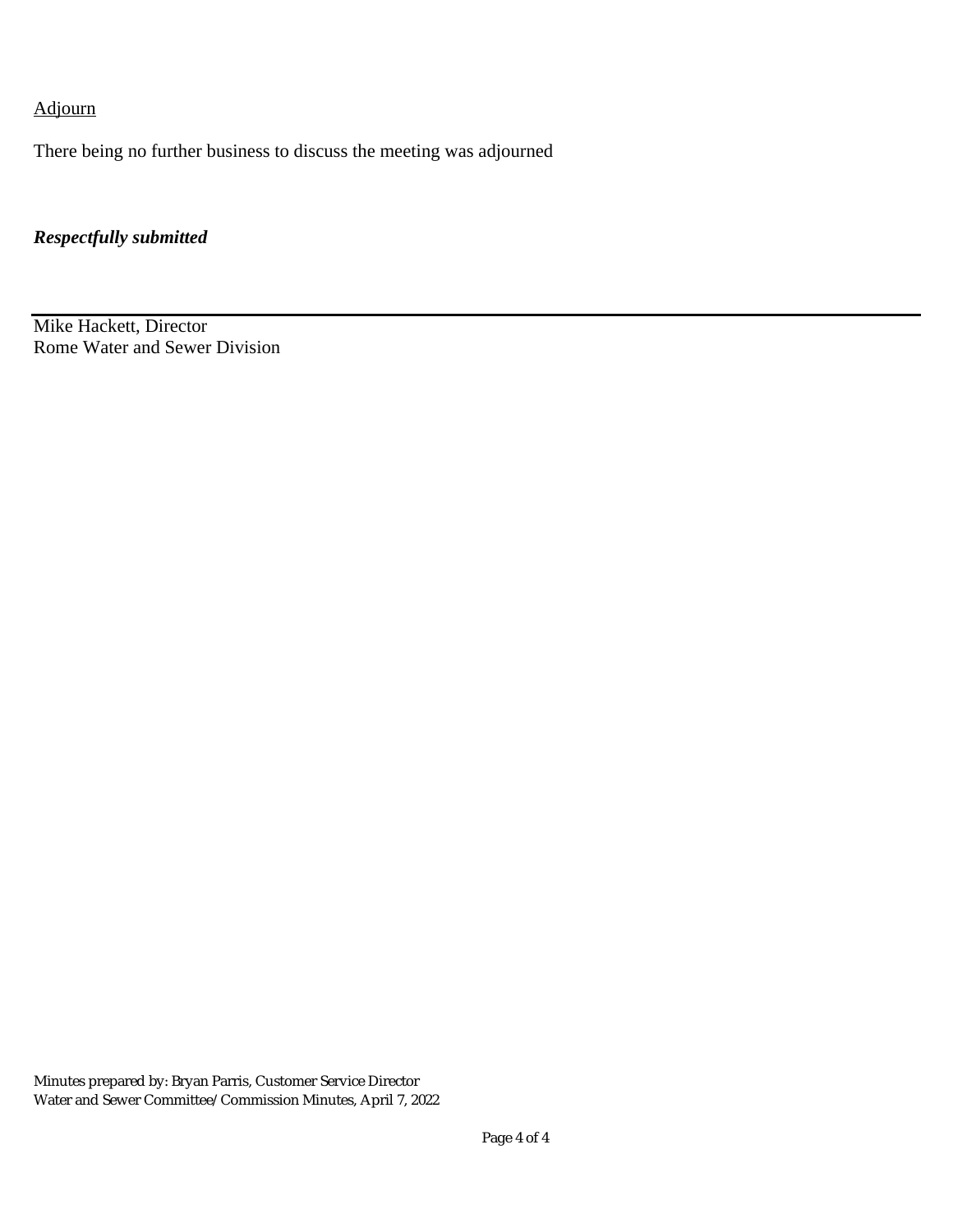Adjourn

There being no further business to discuss the meeting was adjourned

***Respectfully submitted***

---

Mike Hackett, Director
Rome Water and Sewer Division

Minutes prepared by: Bryan Parris, Customer Service Director
Water and Sewer Committee/Commission Minutes, April 7, 2022